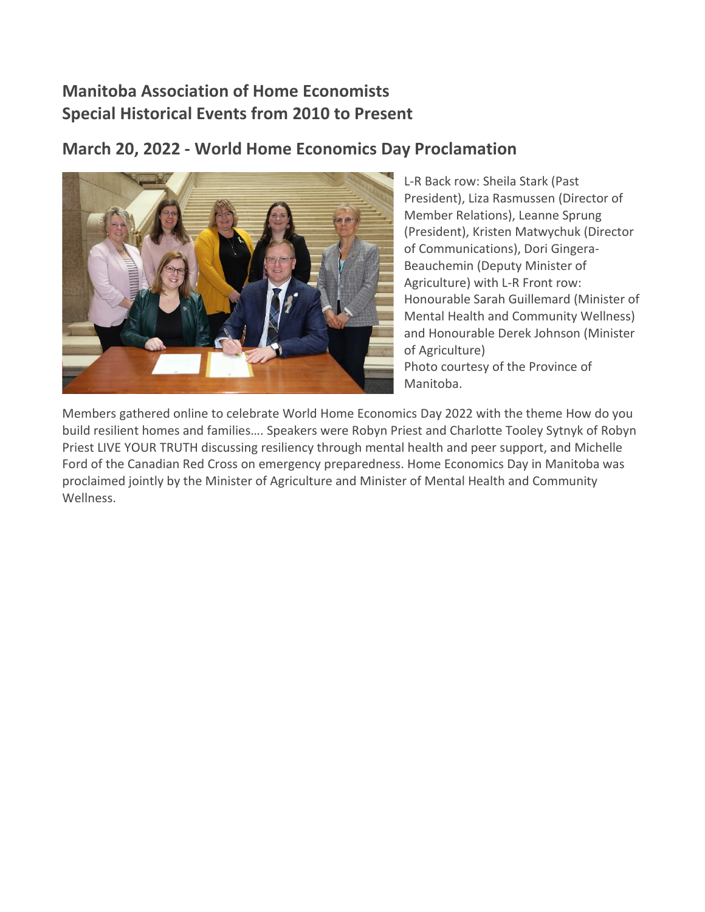# Manitoba Association of Home Economists
# Special Historical Events from 2010 to Present

## March 20, 2022 - World Home Economics Day Proclamation

L-R Back row: Sheila Stark (Past President), Liza Rasmussen (Director of Member Relations), Leanne Sprung (President), Kristen Matwychuk (Director of Communications), Dori Gingera-Beauchemin (Deputy Minister of Agriculture) with L-R Front row: Honourable Sarah Guillemard (Minister of Mental Health and Community Wellness) and Honourable Derek Johnson (Minister of Agriculture)
Photo courtesy of the Province of Manitoba.

Members gathered online to celebrate World Home Economics Day 2022 with the theme How do you build resilient homes and families…. Speakers were Robyn Priest and Charlotte Tooley Sytnyk of Robyn Priest LIVE YOUR TRUTH discussing resiliency through mental health and peer support, and Michelle Ford of the Canadian Red Cross on emergency preparedness. Home Economics Day in Manitoba was proclaimed jointly by the Minister of Agriculture and Minister of Mental Health and Community Wellness.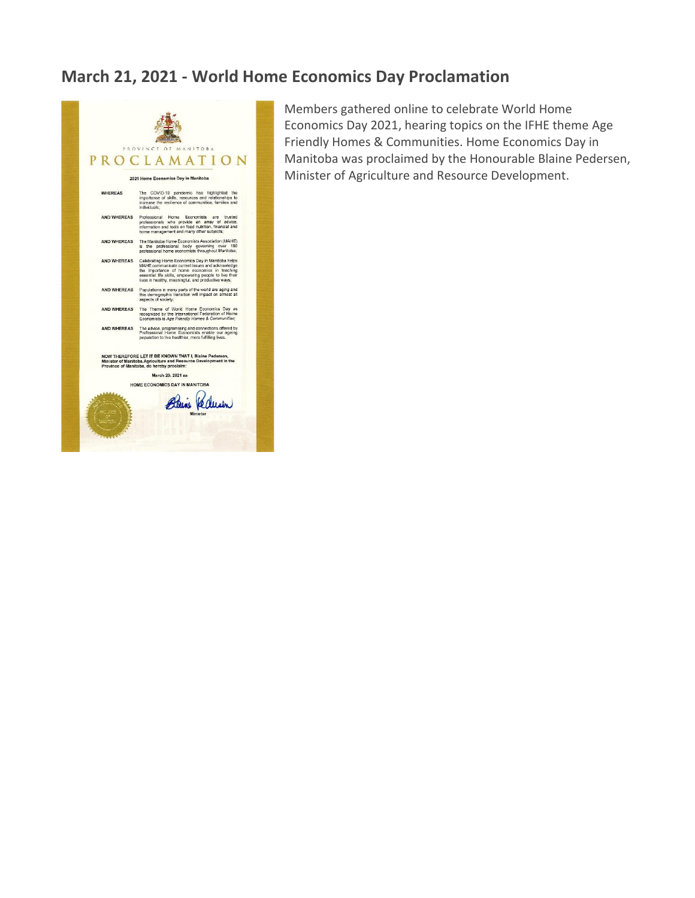## March 21, 2021 - World Home Economics Day Proclamation

PROVINCE OF MANITOBA

# PROCLAMATION

**2021 Home Economics Day in Manitoba**

**WHEREAS** The COVID-19 pandemic has highlighted the importance of skills, resources and relationships to increase the resilience of communities, families and individuals;

**AND WHEREAS** Professional Home Economists are trusted professionals who provide an array of advice, information and tools on food nutrition, financial and home management and many other subjects;

**AND WHEREAS** The Manitoba Home Economists Association (MAHE) is the professional body governing over 180 professional home economists throughout Manitoba;

**AND WHEREAS** Celebrating Home Economics Day in Manitoba helps MAHE communicate current issues and acknowledge the importance of home economics in teaching essential life skills, empowering people to live their lives in healthy, meaningful, and productive ways;

**AND WHEREAS** Populations in many parts of the world are aging and this demographic transition will impact on almost all aspects of society;

**AND WHEREAS** The Theme of World Home Economics Day as recognized by the International Federation of Home Economists is *Age Friendly Homes & Communities*;

**AND WHEREAS** The advice, programming and connections offered by Professional Home Economists enable our ageing population to live healthier, more fulfilling lives.

**NOW THEREFORE LET IT BE KNOWN THAT I, Blaine Pedersen, Minister of Manitoba Agriculture and Resource Development in the Province of Manitoba, do hereby proclaim:**

**March 20, 2021 as**

HOME ECONOMICS DAY IN MANITOBA

Blaine Pedersen

Minister

Members gathered online to celebrate World Home Economics Day 2021, hearing topics on the IFHE theme Age Friendly Homes & Communities. Home Economics Day in Manitoba was proclaimed by the Honourable Blaine Pedersen, Minister of Agriculture and Resource Development.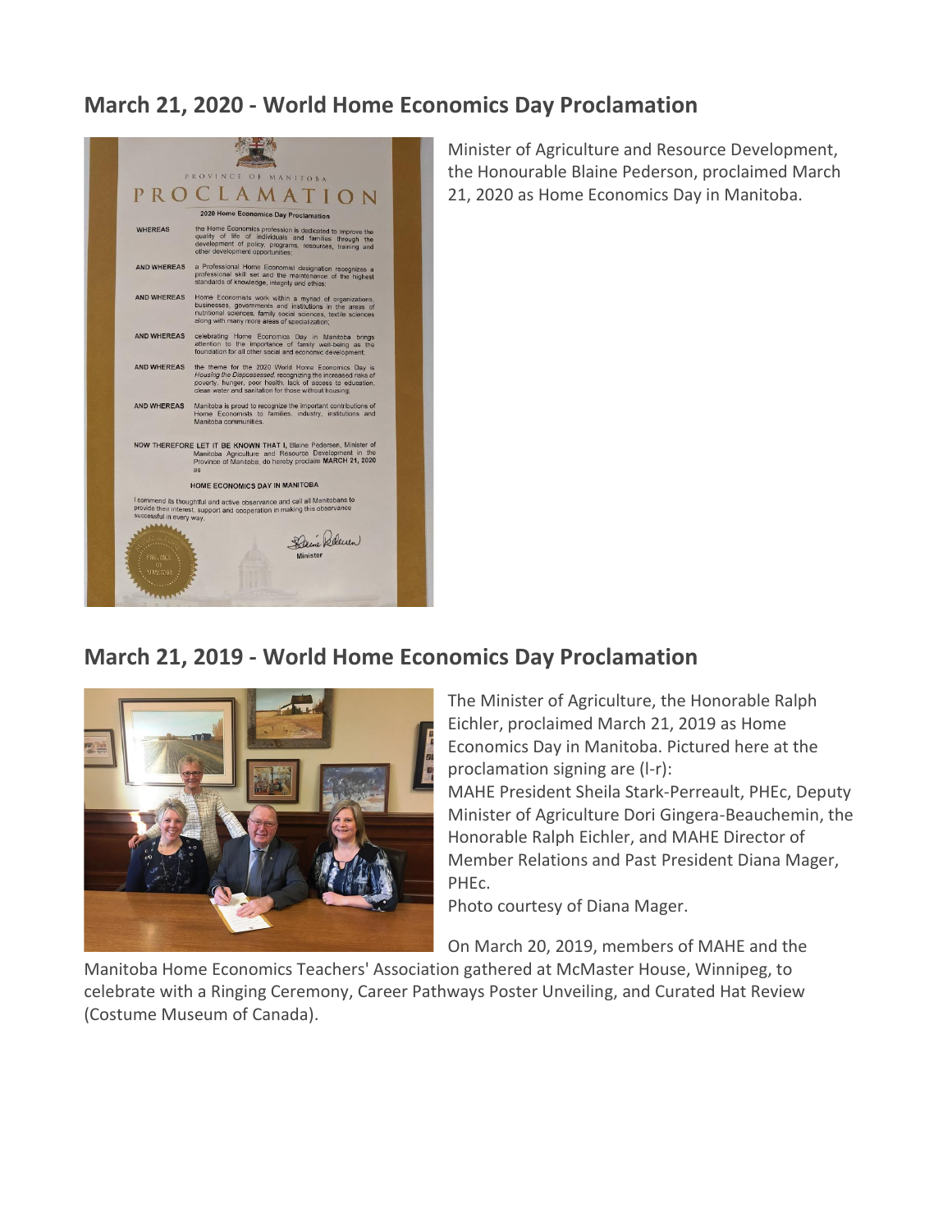## March 21, 2020 - World Home Economics Day Proclamation

Minister of Agriculture and Resource Development, the Honourable Blaine Pederson, proclaimed March 21, 2020 as Home Economics Day in Manitoba.

## March 21, 2019 - World Home Economics Day Proclamation

The Minister of Agriculture, the Honorable Ralph Eichler, proclaimed March 21, 2019 as Home Economics Day in Manitoba. Pictured here at the proclamation signing are (l-r):
MAHE President Sheila Stark-Perreault, PHEc, Deputy Minister of Agriculture Dori Gingera-Beauchemin, the Honorable Ralph Eichler, and MAHE Director of Member Relations and Past President Diana Mager, PHEc.
Photo courtesy of Diana Mager.

On March 20, 2019, members of MAHE and the Manitoba Home Economics Teachers' Association gathered at McMaster House, Winnipeg, to celebrate with a Ringing Ceremony, Career Pathways Poster Unveiling, and Curated Hat Review (Costume Museum of Canada).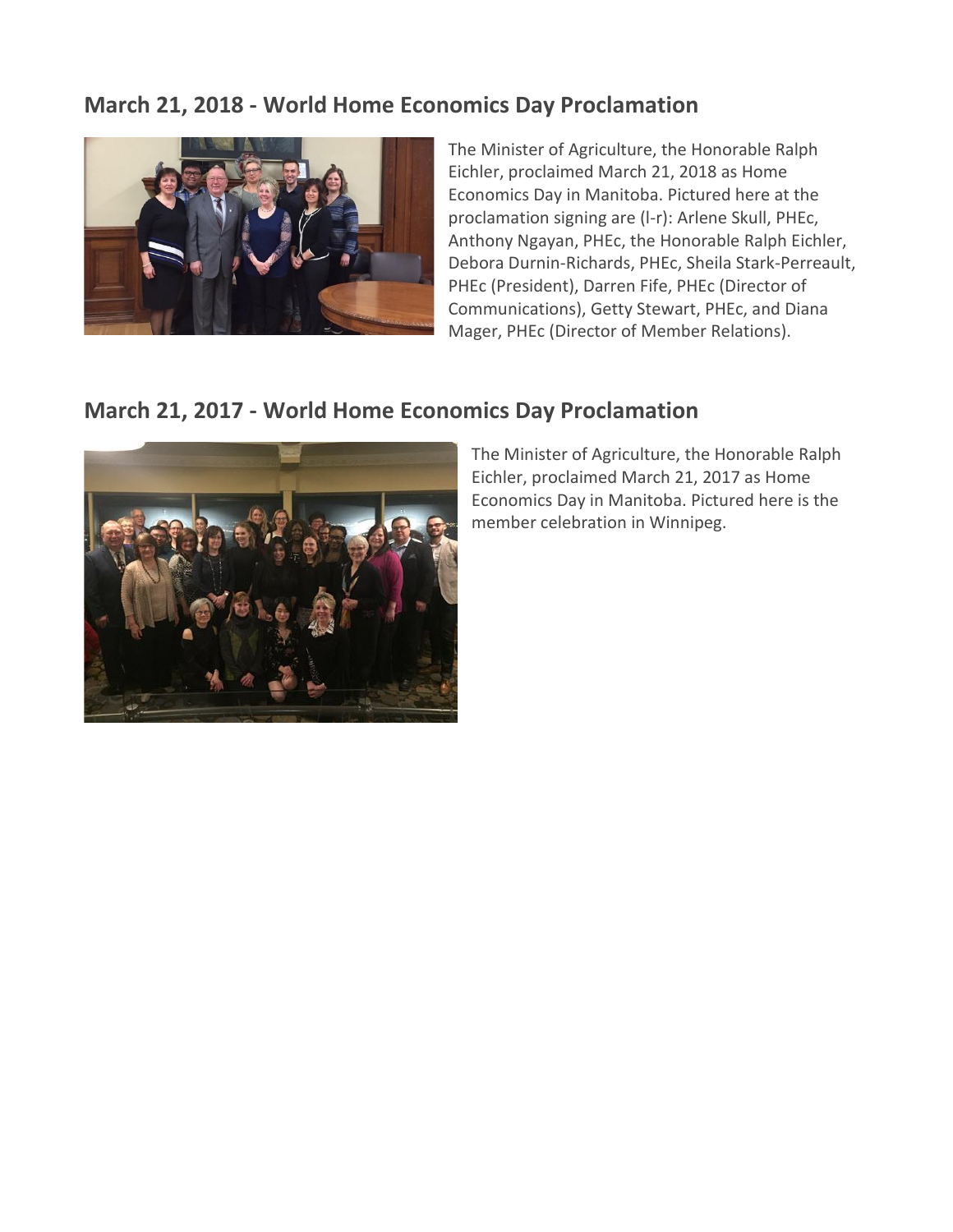## March 21, 2018 - World Home Economics Day Proclamation

The Minister of Agriculture, the Honorable Ralph Eichler, proclaimed March 21, 2018 as Home Economics Day in Manitoba. Pictured here at the proclamation signing are (l-r): Arlene Skull, PHEc, Anthony Ngayan, PHEc, the Honorable Ralph Eichler, Debora Durnin-Richards, PHEc, Sheila Stark-Perreault, PHEc (President), Darren Fife, PHEc (Director of Communications), Getty Stewart, PHEc, and Diana Mager, PHEc (Director of Member Relations).

## March 21, 2017 - World Home Economics Day Proclamation

The Minister of Agriculture, the Honorable Ralph Eichler, proclaimed March 21, 2017 as Home Economics Day in Manitoba. Pictured here is the member celebration in Winnipeg.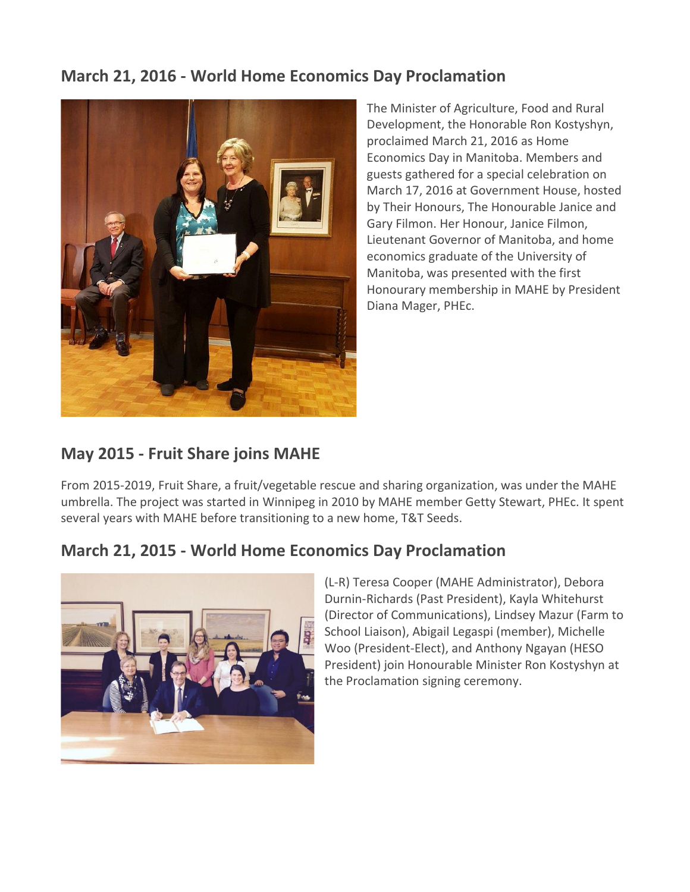## March 21, 2016 - World Home Economics Day Proclamation

The Minister of Agriculture, Food and Rural Development, the Honorable Ron Kostyshyn, proclaimed March 21, 2016 as Home Economics Day in Manitoba. Members and guests gathered for a special celebration on March 17, 2016 at Government House, hosted by Their Honours, The Honourable Janice and Gary Filmon. Her Honour, Janice Filmon, Lieutenant Governor of Manitoba, and home economics graduate of the University of Manitoba, was presented with the first Honourary membership in MAHE by President Diana Mager, PHEc.

## May 2015 - Fruit Share joins MAHE

From 2015-2019, Fruit Share, a fruit/vegetable rescue and sharing organization, was under the MAHE umbrella. The project was started in Winnipeg in 2010 by MAHE member Getty Stewart, PHEc. It spent several years with MAHE before transitioning to a new home, T&T Seeds.

## March 21, 2015 - World Home Economics Day Proclamation

(L-R) Teresa Cooper (MAHE Administrator), Debora Durnin-Richards (Past President), Kayla Whitehurst (Director of Communications), Lindsey Mazur (Farm to School Liaison), Abigail Legaspi (member), Michelle Woo (President-Elect), and Anthony Ngayan (HESO President) join Honourable Minister Ron Kostyshyn at the Proclamation signing ceremony.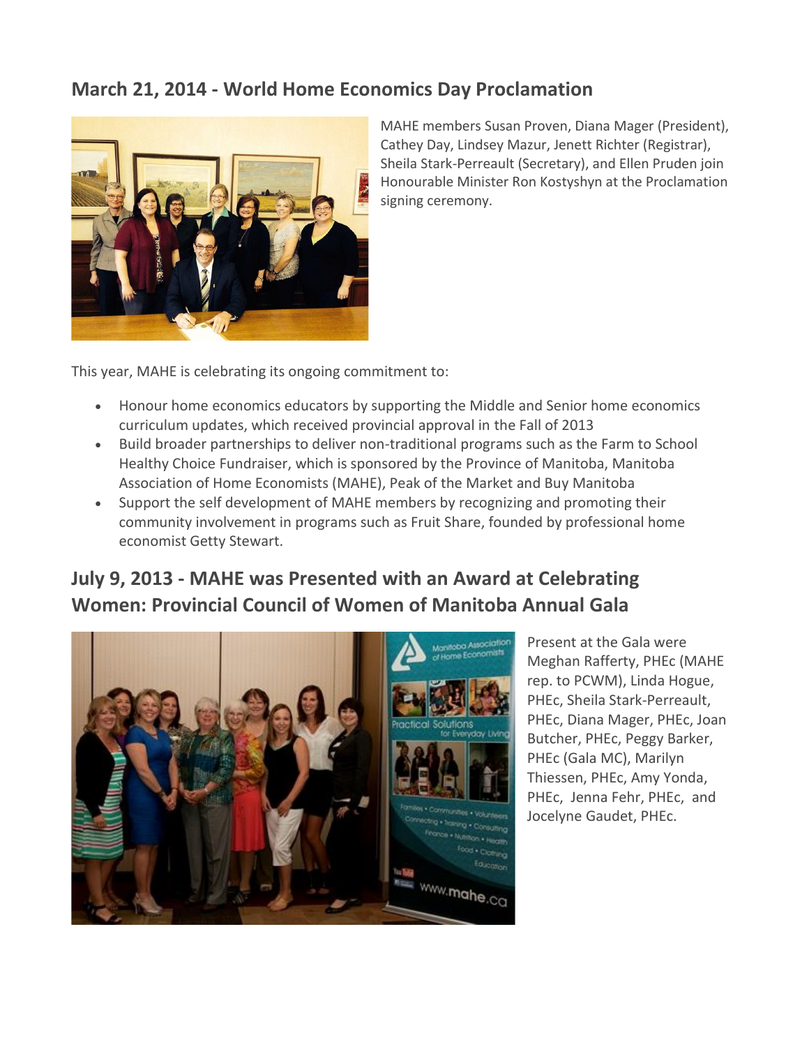## March 21, 2014 - World Home Economics Day Proclamation

MAHE members Susan Proven, Diana Mager (President), Cathey Day, Lindsey Mazur, Jenett Richter (Registrar), Sheila Stark-Perreault (Secretary), and Ellen Pruden join Honourable Minister Ron Kostyshyn at the Proclamation signing ceremony.

This year, MAHE is celebrating its ongoing commitment to:

- Honour home economics educators by supporting the Middle and Senior home economics curriculum updates, which received provincial approval in the Fall of 2013
- Build broader partnerships to deliver non-traditional programs such as the Farm to School Healthy Choice Fundraiser, which is sponsored by the Province of Manitoba, Manitoba Association of Home Economists (MAHE), Peak of the Market and Buy Manitoba
- Support the self development of MAHE members by recognizing and promoting their community involvement in programs such as Fruit Share, founded by professional home economist Getty Stewart.

## July 9, 2013 - MAHE was Presented with an Award at Celebrating Women: Provincial Council of Women of Manitoba Annual Gala

Present at the Gala were Meghan Rafferty, PHEc (MAHE rep. to PCWM), Linda Hogue, PHEc, Sheila Stark-Perreault, PHEc, Diana Mager, PHEc, Joan Butcher, PHEc, Peggy Barker, PHEc (Gala MC), Marilyn Thiessen, PHEc, Amy Yonda, PHEc, Jenna Fehr, PHEc, and Jocelyne Gaudet, PHEc.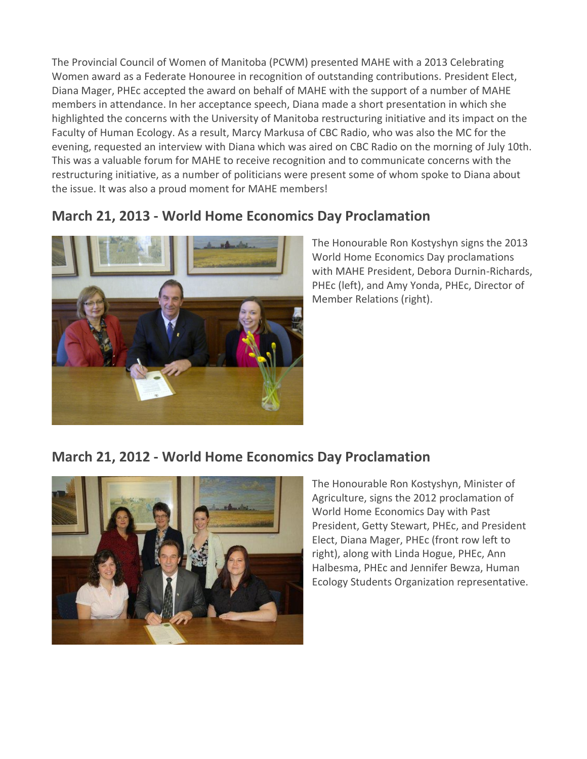The Provincial Council of Women of Manitoba (PCWM) presented MAHE with a 2013 Celebrating Women award as a Federate Honouree in recognition of outstanding contributions. President Elect, Diana Mager, PHEc accepted the award on behalf of MAHE with the support of a number of MAHE members in attendance. In her acceptance speech, Diana made a short presentation in which she highlighted the concerns with the University of Manitoba restructuring initiative and its impact on the Faculty of Human Ecology. As a result, Marcy Markusa of CBC Radio, who was also the MC for the evening, requested an interview with Diana which was aired on CBC Radio on the morning of July 10th. This was a valuable forum for MAHE to receive recognition and to communicate concerns with the restructuring initiative, as a number of politicians were present some of whom spoke to Diana about the issue. It was also a proud moment for MAHE members!

## March 21, 2013 - World Home Economics Day Proclamation

The Honourable Ron Kostyshyn signs the 2013 World Home Economics Day proclamations with MAHE President, Debora Durnin-Richards, PHEc (left), and Amy Yonda, PHEc, Director of Member Relations (right).

## March 21, 2012 - World Home Economics Day Proclamation

The Honourable Ron Kostyshyn, Minister of Agriculture, signs the 2012 proclamation of World Home Economics Day with Past President, Getty Stewart, PHEc, and President Elect, Diana Mager, PHEc (front row left to right), along with Linda Hogue, PHEc, Ann Halbesma, PHEc and Jennifer Bewza, Human Ecology Students Organization representative.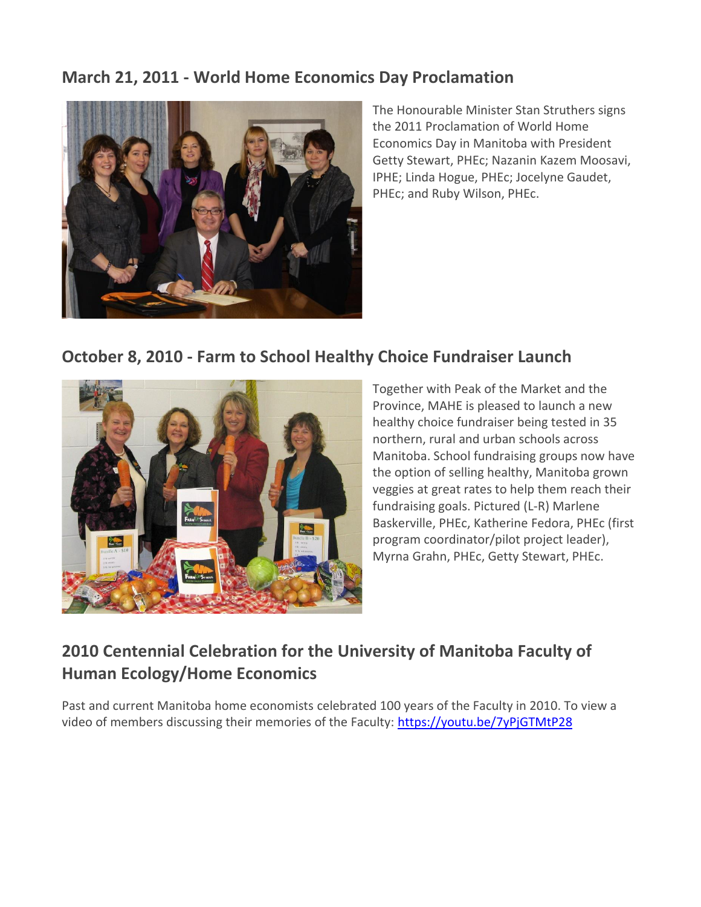## March 21, 2011 - World Home Economics Day Proclamation

The Honourable Minister Stan Struthers signs the 2011 Proclamation of World Home Economics Day in Manitoba with President Getty Stewart, PHEc; Nazanin Kazem Moosavi, IPHE; Linda Hogue, PHEc; Jocelyne Gaudet, PHEc; and Ruby Wilson, PHEc.

## October 8, 2010 - Farm to School Healthy Choice Fundraiser Launch

Together with Peak of the Market and the Province, MAHE is pleased to launch a new healthy choice fundraiser being tested in 35 northern, rural and urban schools across Manitoba. School fundraising groups now have the option of selling healthy, Manitoba grown veggies at great rates to help them reach their fundraising goals. Pictured (L-R) Marlene Baskerville, PHEc, Katherine Fedora, PHEc (first program coordinator/pilot project leader), Myrna Grahn, PHEc, Getty Stewart, PHEc.

## 2010 Centennial Celebration for the University of Manitoba Faculty of Human Ecology/Home Economics

Past and current Manitoba home economists celebrated 100 years of the Faculty in 2010. To view a video of members discussing their memories of the Faculty: https://youtu.be/7yPjGTMtP28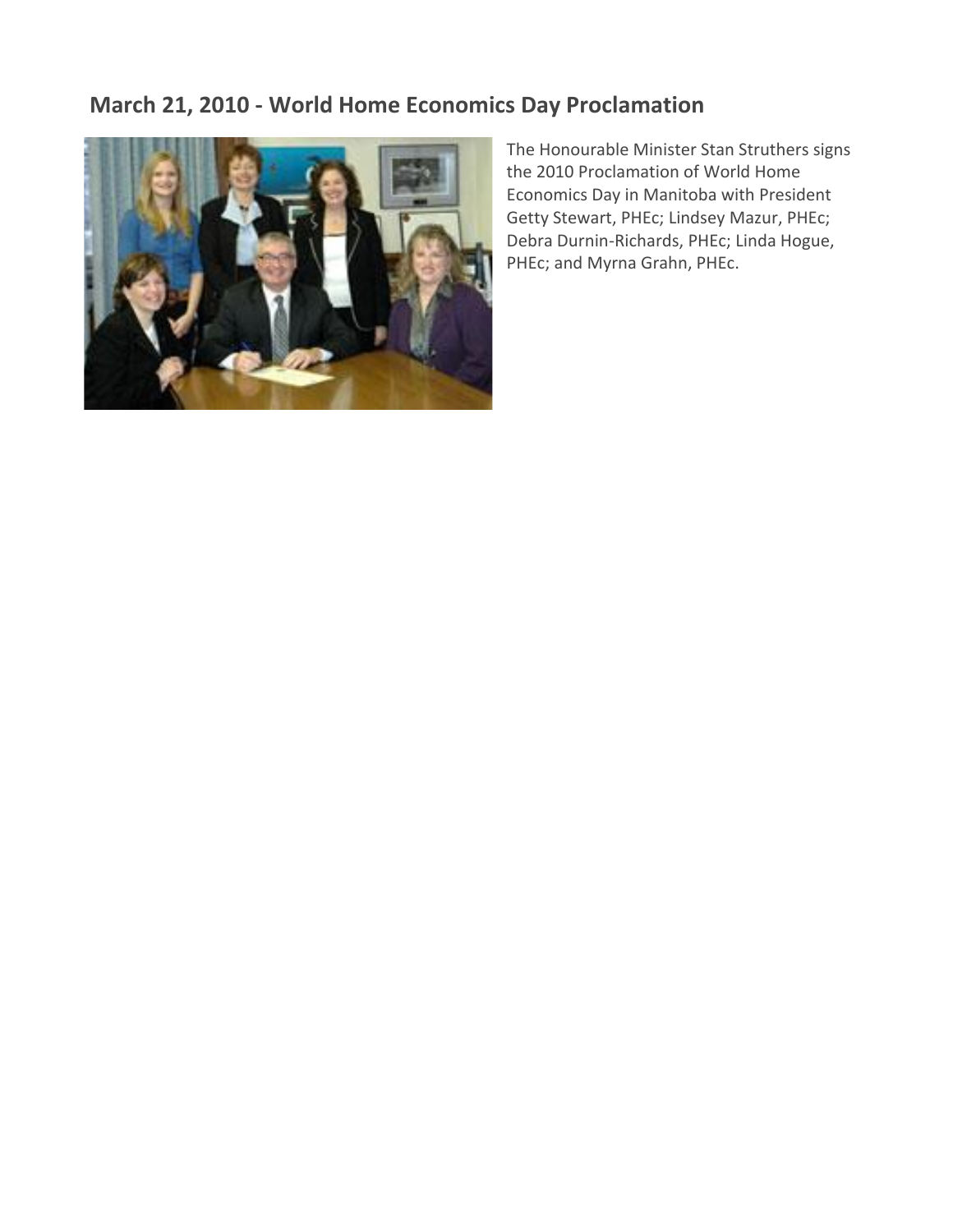## March 21, 2010 - World Home Economics Day Proclamation

The Honourable Minister Stan Struthers signs the 2010 Proclamation of World Home Economics Day in Manitoba with President Getty Stewart, PHEc; Lindsey Mazur, PHEc; Debra Durnin-Richards, PHEc; Linda Hogue, PHEc; and Myrna Grahn, PHEc.